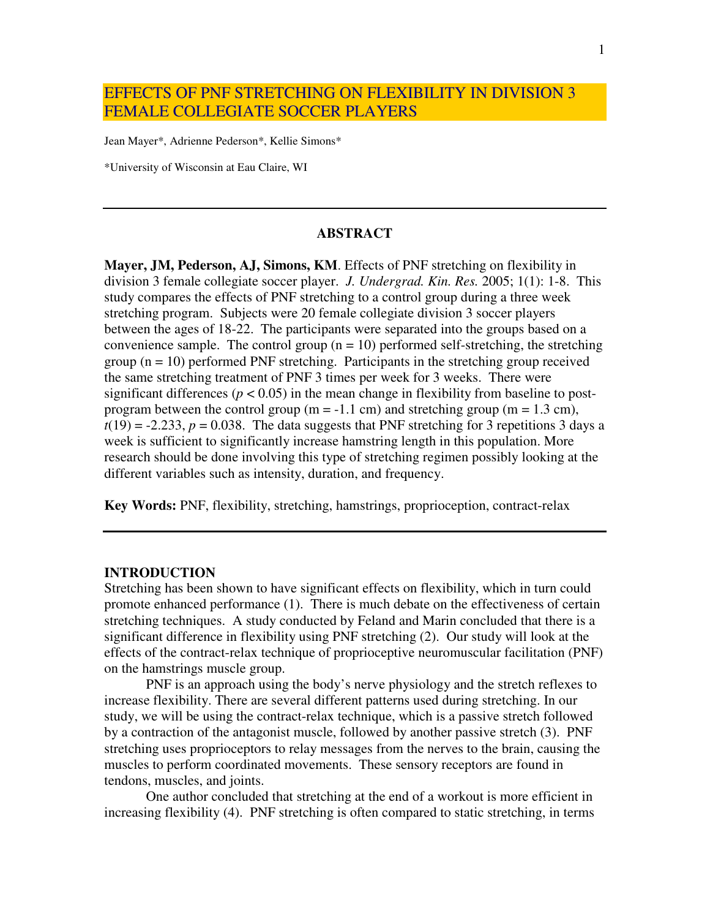# EFFECTS OF PNF STRETCHING ON FLEXIBILITY IN DIVISION 3 FEMALE COLLEGIATE SOCCER PLAYERS

Jean Mayer*, Adrienne Pederson*, Kellie Simons*

*University of Wisconsin at Eau Claire, WI

---

## ABSTRACT

**Mayer, JM, Pederson, AJ, Simons, KM**. Effects of PNF stretching on flexibility in division 3 female collegiate soccer player. *J. Undergrad. Kin. Res.* 2005; 1(1): 1-8. This study compares the effects of PNF stretching to a control group during a three week stretching program. Subjects were 20 female collegiate division 3 soccer players between the ages of 18-22. The participants were separated into the groups based on a convenience sample. The control group (n = 10) performed self-stretching, the stretching group (n = 10) performed PNF stretching. Participants in the stretching group received the same stretching treatment of PNF 3 times per week for 3 weeks. There were significant differences ($p < 0.05$) in the mean change in flexibility from baseline to post-program between the control group (m = -1.1 cm) and stretching group (m = 1.3 cm), $t(19) = -2.233$, $p = 0.038$. The data suggests that PNF stretching for 3 repetitions 3 days a week is sufficient to significantly increase hamstring length in this population. More research should be done involving this type of stretching regimen possibly looking at the different variables such as intensity, duration, and frequency.

**Key Words:** PNF, flexibility, stretching, hamstrings, proprioception, contract-relax

---

## INTRODUCTION

Stretching has been shown to have significant effects on flexibility, which in turn could promote enhanced performance (1). There is much debate on the effectiveness of certain stretching techniques. A study conducted by Feland and Marin concluded that there is a significant difference in flexibility using PNF stretching (2). Our study will look at the effects of the contract-relax technique of proprioceptive neuromuscular facilitation (PNF) on the hamstrings muscle group.

PNF is an approach using the body's nerve physiology and the stretch reflexes to increase flexibility. There are several different patterns used during stretching. In our study, we will be using the contract-relax technique, which is a passive stretch followed by a contraction of the antagonist muscle, followed by another passive stretch (3). PNF stretching uses proprioceptors to relay messages from the nerves to the brain, causing the muscles to perform coordinated movements. These sensory receptors are found in tendons, muscles, and joints.

One author concluded that stretching at the end of a workout is more efficient in increasing flexibility (4). PNF stretching is often compared to static stretching, in terms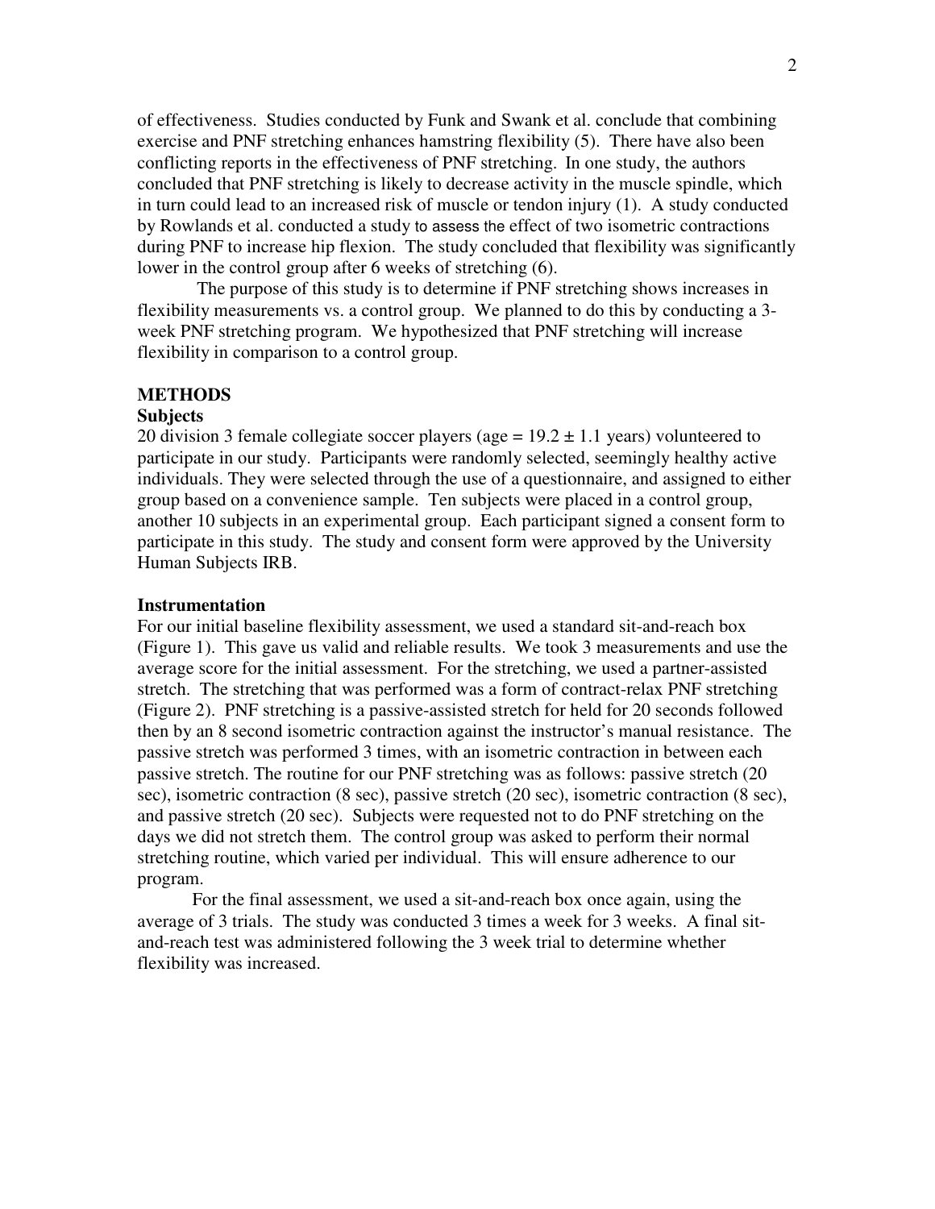of effectiveness. Studies conducted by Funk and Swank et al. conclude that combining exercise and PNF stretching enhances hamstring flexibility (5). There have also been conflicting reports in the effectiveness of PNF stretching. In one study, the authors concluded that PNF stretching is likely to decrease activity in the muscle spindle, which in turn could lead to an increased risk of muscle or tendon injury (1). A study conducted by Rowlands et al. conducted a study to assess the effect of two isometric contractions during PNF to increase hip flexion. The study concluded that flexibility was significantly lower in the control group after 6 weeks of stretching (6).

The purpose of this study is to determine if PNF stretching shows increases in flexibility measurements vs. a control group. We planned to do this by conducting a 3-week PNF stretching program. We hypothesized that PNF stretching will increase flexibility in comparison to a control group.

## METHODS

### Subjects

20 division 3 female collegiate soccer players (age = 19.2 ± 1.1 years) volunteered to participate in our study. Participants were randomly selected, seemingly healthy active individuals. They were selected through the use of a questionnaire, and assigned to either group based on a convenience sample. Ten subjects were placed in a control group, another 10 subjects in an experimental group. Each participant signed a consent form to participate in this study. The study and consent form were approved by the University Human Subjects IRB.

### Instrumentation

For our initial baseline flexibility assessment, we used a standard sit-and-reach box (Figure 1). This gave us valid and reliable results. We took 3 measurements and use the average score for the initial assessment. For the stretching, we used a partner-assisted stretch. The stretching that was performed was a form of contract-relax PNF stretching (Figure 2). PNF stretching is a passive-assisted stretch for held for 20 seconds followed then by an 8 second isometric contraction against the instructor's manual resistance. The passive stretch was performed 3 times, with an isometric contraction in between each passive stretch. The routine for our PNF stretching was as follows: passive stretch (20 sec), isometric contraction (8 sec), passive stretch (20 sec), isometric contraction (8 sec), and passive stretch (20 sec). Subjects were requested not to do PNF stretching on the days we did not stretch them. The control group was asked to perform their normal stretching routine, which varied per individual. This will ensure adherence to our program.

For the final assessment, we used a sit-and-reach box once again, using the average of 3 trials. The study was conducted 3 times a week for 3 weeks. A final sit-and-reach test was administered following the 3 week trial to determine whether flexibility was increased.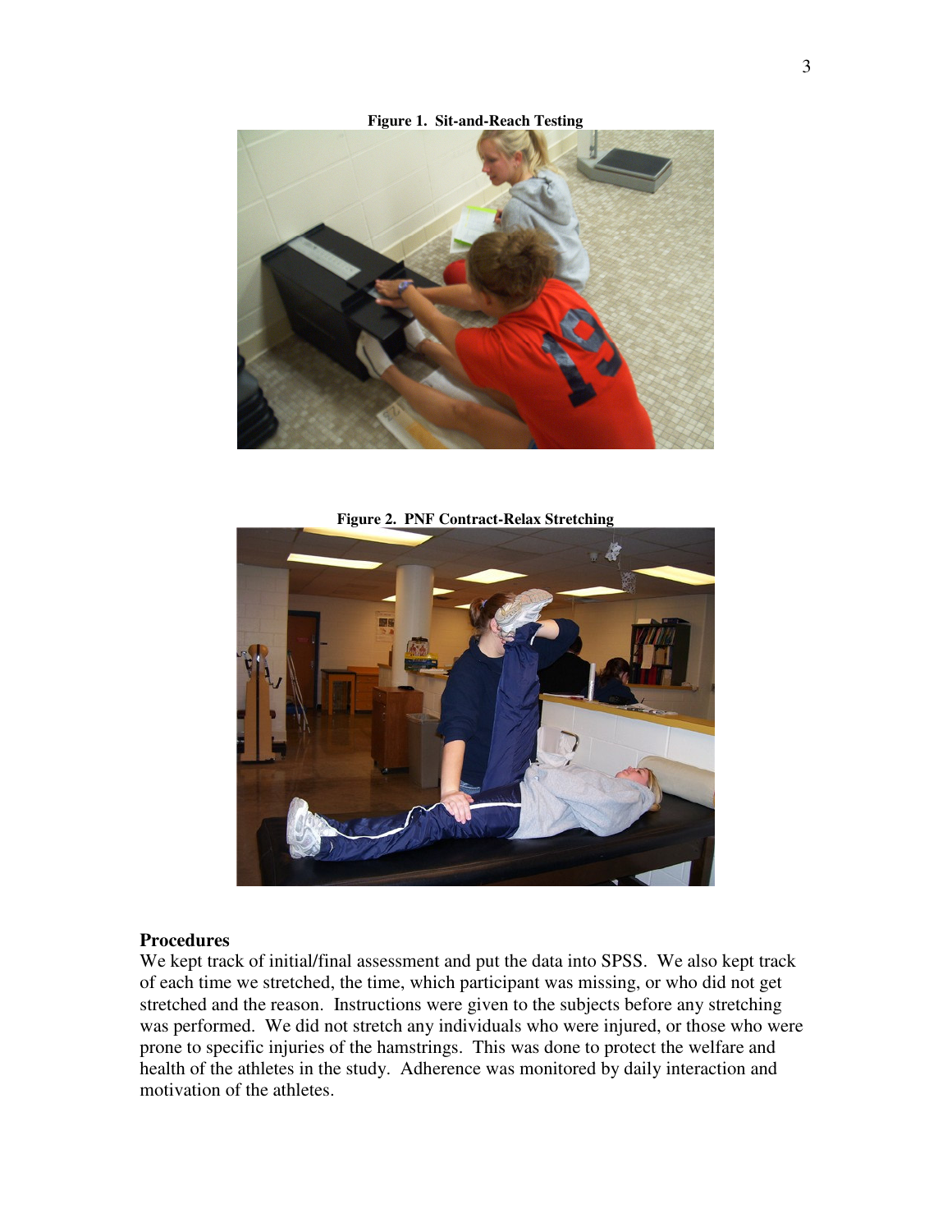**Figure 1. Sit-and-Reach Testing**

**Figure 2. PNF Contract-Relax Stretching**

### Procedures

We kept track of initial/final assessment and put the data into SPSS. We also kept track of each time we stretched, the time, which participant was missing, or who did not get stretched and the reason. Instructions were given to the subjects before any stretching was performed. We did not stretch any individuals who were injured, or those who were prone to specific injuries of the hamstrings. This was done to protect the welfare and health of the athletes in the study. Adherence was monitored by daily interaction and motivation of the athletes.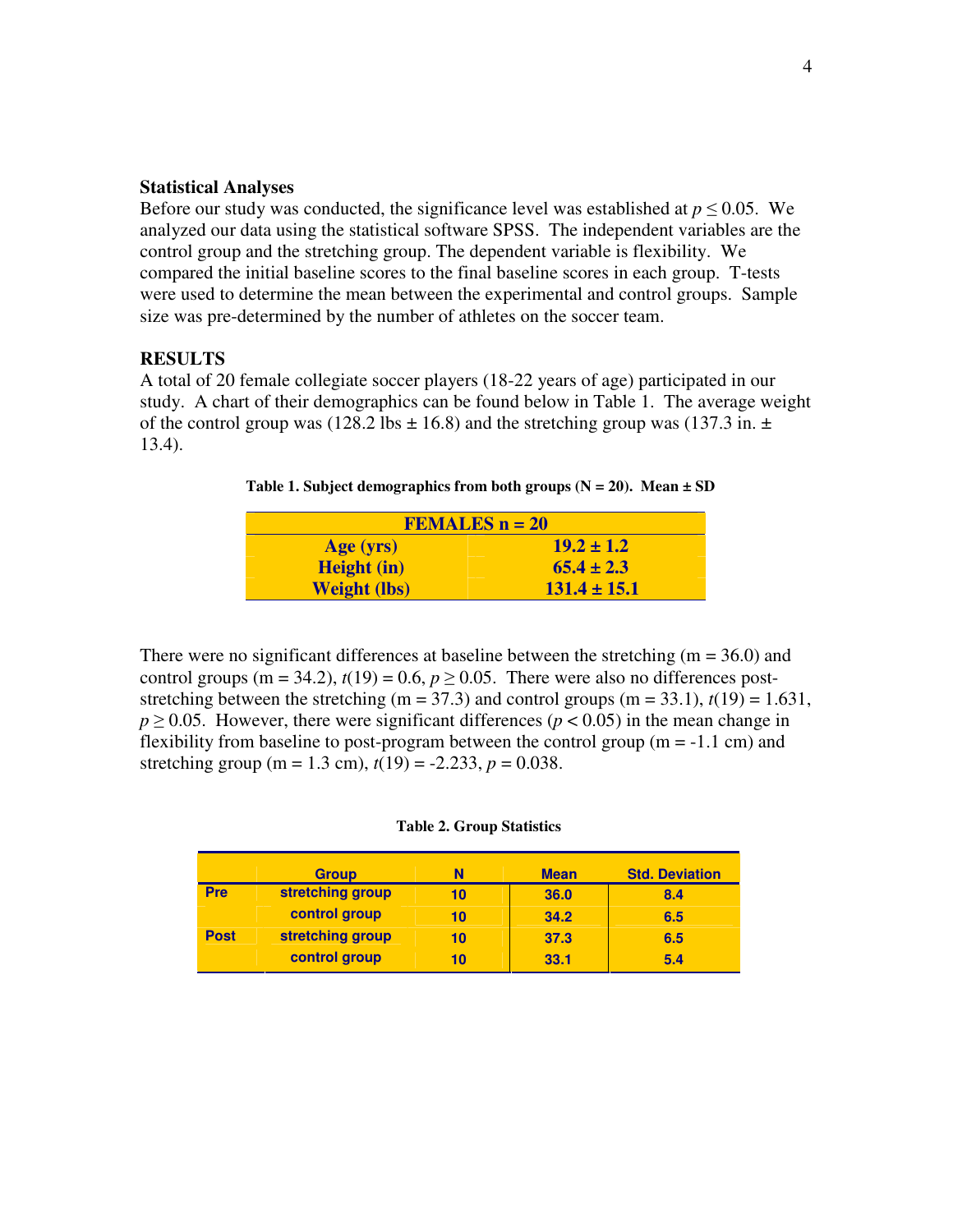### Statistical Analyses

Before our study was conducted, the significance level was established at $p \leq 0.05$. We analyzed our data using the statistical software SPSS. The independent variables are the control group and the stretching group. The dependent variable is flexibility. We compared the initial baseline scores to the final baseline scores in each group. T-tests were used to determine the mean between the experimental and control groups. Sample size was pre-determined by the number of athletes on the soccer team.

### RESULTS

A total of 20 female collegiate soccer players (18-22 years of age) participated in our study. A chart of their demographics can be found below in Table 1. The average weight of the control group was (128.2 lbs ± 16.8) and the stretching group was (137.3 in. ± 13.4).

**Table 1. Subject demographics from both groups (N = 20). Mean ± SD**

| FEMALES n = 20 | |
|---|---|
| **Age (yrs)** | **19.2 ± 1.2** |
| **Height (in)** | **65.4 ± 2.3** |
| **Weight (lbs)** | **131.4 ± 15.1** |

There were no significant differences at baseline between the stretching (m = 36.0) and control groups (m = 34.2), $t(19) = 0.6$, $p \geq 0.05$. There were also no differences post-stretching between the stretching (m = 37.3) and control groups (m = 33.1), $t(19) = 1.631$, $p \geq 0.05$. However, there were significant differences ($p < 0.05$) in the mean change in flexibility from baseline to post-program between the control group (m = -1.1 cm) and stretching group (m = 1.3 cm), $t(19) = -2.233$, $p = 0.038$.

**Table 2. Group Statistics**

| | Group | N | Mean | Std. Deviation |
|---|---|---|---|---|
| Pre | stretching group | 10 | 36.0 | 8.4 |
| | control group | 10 | 34.2 | 6.5 |
| Post | stretching group | 10 | 37.3 | 6.5 |
| | control group | 10 | 33.1 | 5.4 |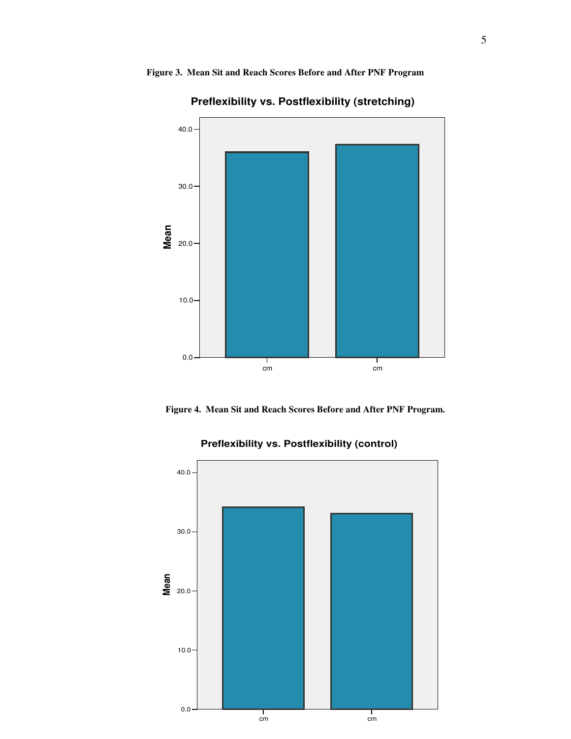**Figure 3. Mean Sit and Reach Scores Before and After PNF Program**

**Preflexibility vs. Postflexibility (stretching)**

**Figure 4. Mean Sit and Reach Scores Before and After PNF Program.**

**Preflexibility vs. Postflexibility (control)**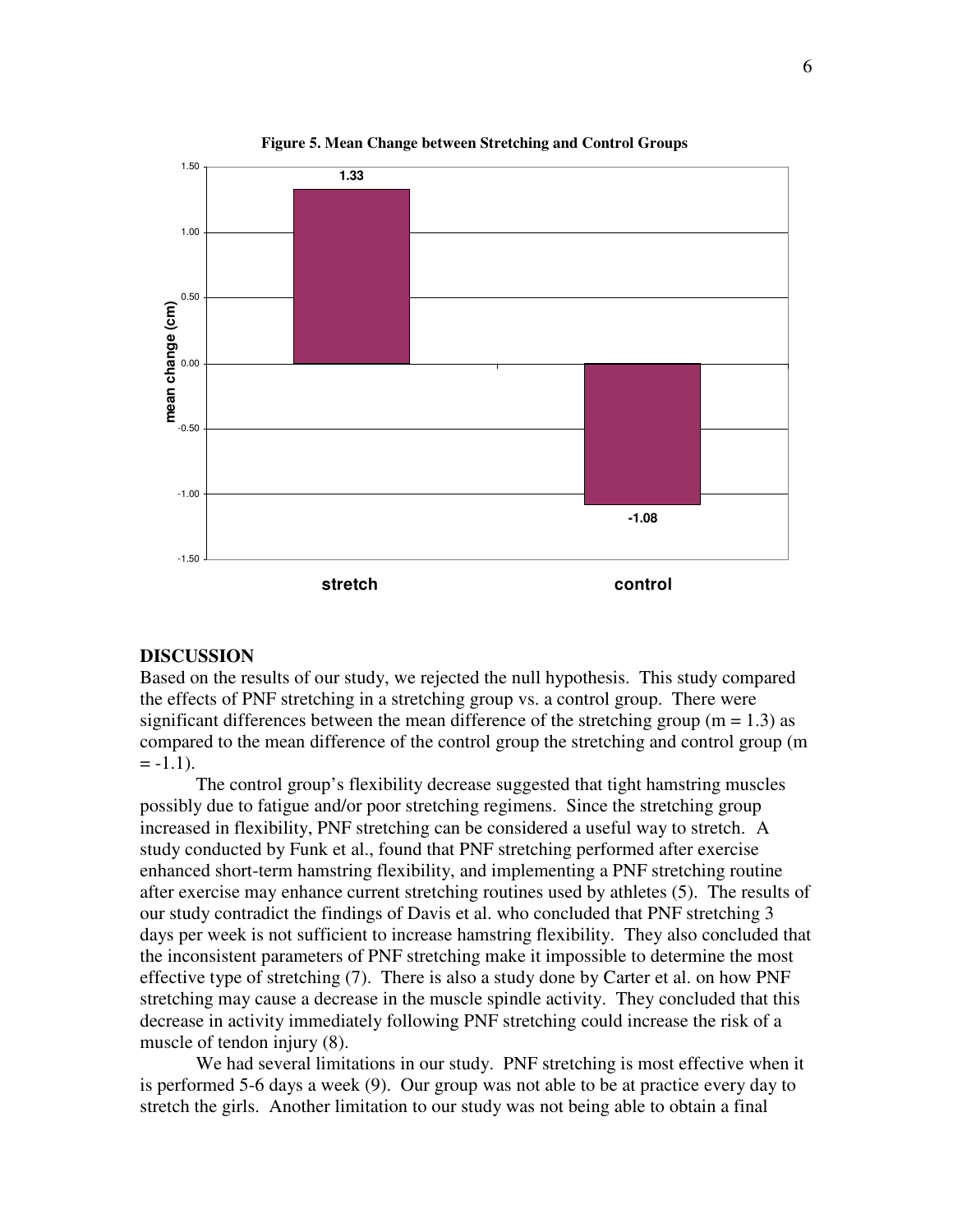**Figure 5. Mean Change between Stretching and Control Groups**

| | mean change (cm) |
|---|---|
| stretch | 1.33 |
| control | -1.08 |

## DISCUSSION

Based on the results of our study, we rejected the null hypothesis. This study compared the effects of PNF stretching in a stretching group vs. a control group. There were significant differences between the mean difference of the stretching group (m = 1.3) as compared to the mean difference of the control group the stretching and control group (m = -1.1).

The control group's flexibility decrease suggested that tight hamstring muscles possibly due to fatigue and/or poor stretching regimens. Since the stretching group increased in flexibility, PNF stretching can be considered a useful way to stretch. A study conducted by Funk et al., found that PNF stretching performed after exercise enhanced short-term hamstring flexibility, and implementing a PNF stretching routine after exercise may enhance current stretching routines used by athletes (5). The results of our study contradict the findings of Davis et al. who concluded that PNF stretching 3 days per week is not sufficient to increase hamstring flexibility. They also concluded that the inconsistent parameters of PNF stretching make it impossible to determine the most effective type of stretching (7). There is also a study done by Carter et al. on how PNF stretching may cause a decrease in the muscle spindle activity. They concluded that this decrease in activity immediately following PNF stretching could increase the risk of a muscle of tendon injury (8).

We had several limitations in our study. PNF stretching is most effective when it is performed 5-6 days a week (9). Our group was not able to be at practice every day to stretch the girls. Another limitation to our study was not being able to obtain a final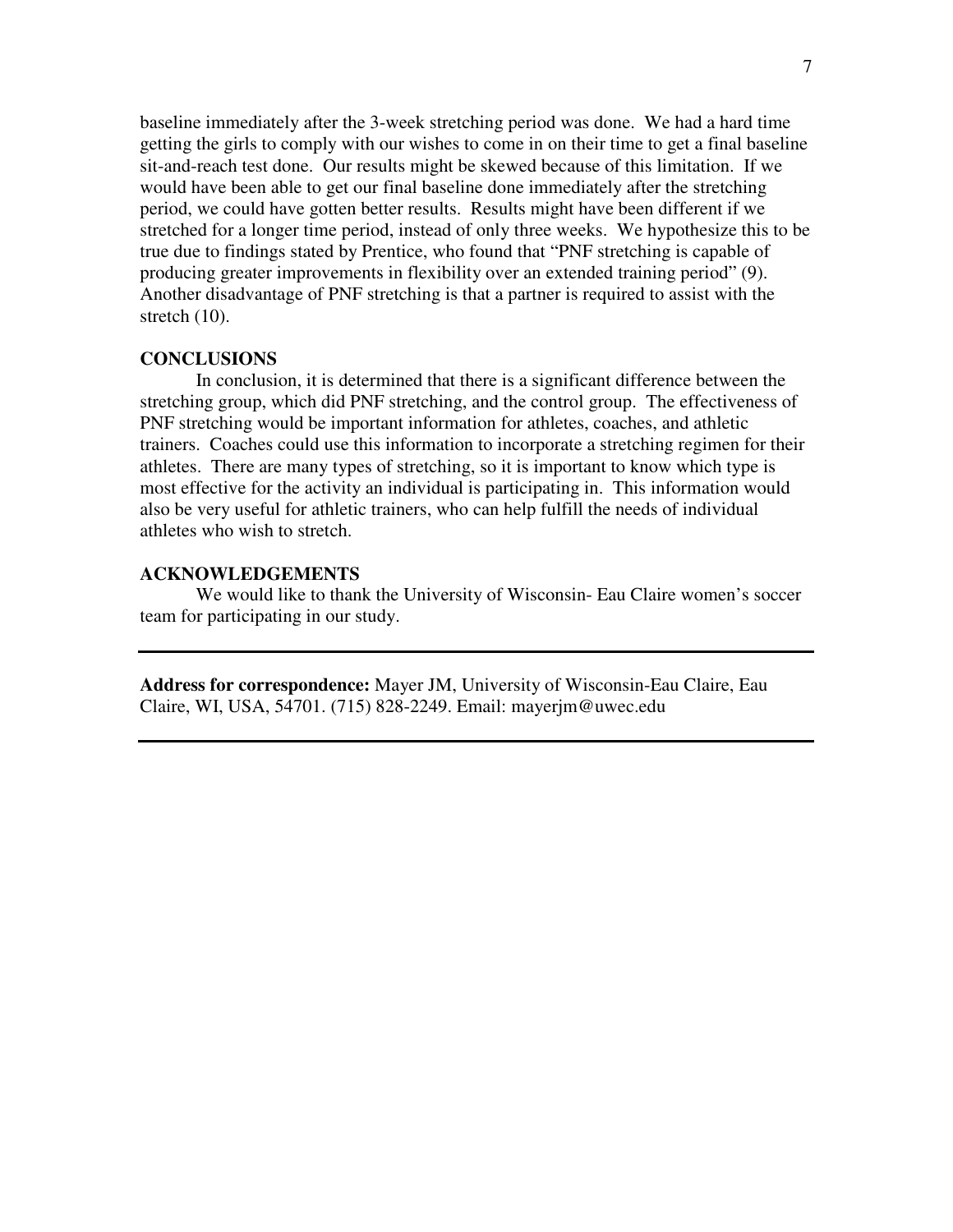baseline immediately after the 3-week stretching period was done. We had a hard time getting the girls to comply with our wishes to come in on their time to get a final baseline sit-and-reach test done. Our results might be skewed because of this limitation. If we would have been able to get our final baseline done immediately after the stretching period, we could have gotten better results. Results might have been different if we stretched for a longer time period, instead of only three weeks. We hypothesize this to be true due to findings stated by Prentice, who found that "PNF stretching is capable of producing greater improvements in flexibility over an extended training period" (9). Another disadvantage of PNF stretching is that a partner is required to assist with the stretch (10).

## CONCLUSIONS

In conclusion, it is determined that there is a significant difference between the stretching group, which did PNF stretching, and the control group. The effectiveness of PNF stretching would be important information for athletes, coaches, and athletic trainers. Coaches could use this information to incorporate a stretching regimen for their athletes. There are many types of stretching, so it is important to know which type is most effective for the activity an individual is participating in. This information would also be very useful for athletic trainers, who can help fulfill the needs of individual athletes who wish to stretch.

## ACKNOWLEDGEMENTS

We would like to thank the University of Wisconsin- Eau Claire women's soccer team for participating in our study.

---

**Address for correspondence:** Mayer JM, University of Wisconsin-Eau Claire, Eau Claire, WI, USA, 54701. (715) 828-2249. Email: mayerjm@uwec.edu

---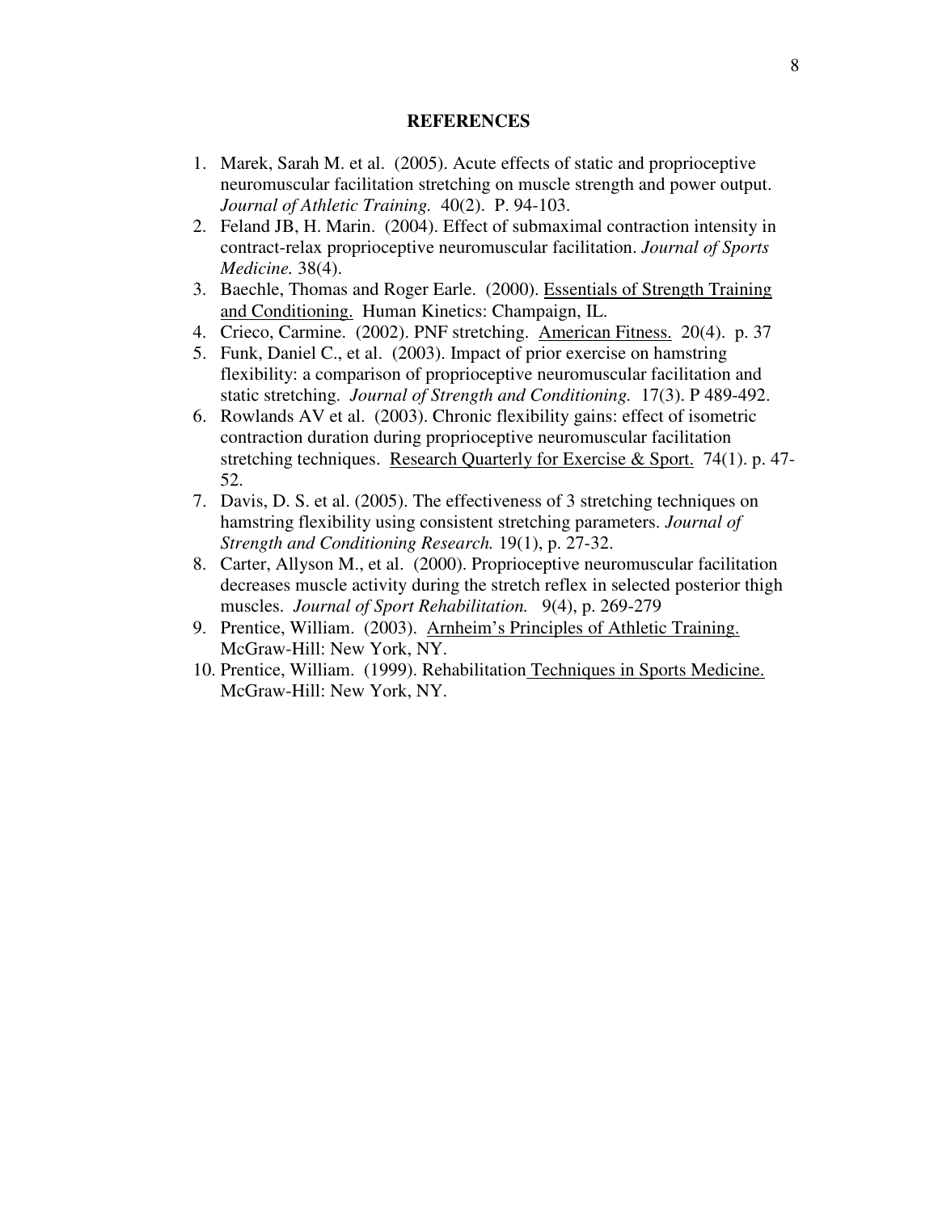**REFERENCES**

1. Marek, Sarah M. et al. (2005). Acute effects of static and proprioceptive neuromuscular facilitation stretching on muscle strength and power output. *Journal of Athletic Training.* 40(2). P. 94-103.
2. Feland JB, H. Marin. (2004). Effect of submaximal contraction intensity in contract-relax proprioceptive neuromuscular facilitation. *Journal of Sports Medicine.* 38(4).
3. Baechle, Thomas and Roger Earle. (2000). Essentials of Strength Training and Conditioning. Human Kinetics: Champaign, IL.
4. Crieco, Carmine. (2002). PNF stretching. American Fitness. 20(4). p. 37
5. Funk, Daniel C., et al. (2003). Impact of prior exercise on hamstring flexibility: a comparison of proprioceptive neuromuscular facilitation and static stretching. *Journal of Strength and Conditioning.* 17(3). P 489-492.
6. Rowlands AV et al. (2003). Chronic flexibility gains: effect of isometric contraction duration during proprioceptive neuromuscular facilitation stretching techniques. Research Quarterly for Exercise & Sport. 74(1). p. 47-52.
7. Davis, D. S. et al. (2005). The effectiveness of 3 stretching techniques on hamstring flexibility using consistent stretching parameters. *Journal of Strength and Conditioning Research.* 19(1), p. 27-32.
8. Carter, Allyson M., et al. (2000). Proprioceptive neuromuscular facilitation decreases muscle activity during the stretch reflex in selected posterior thigh muscles. *Journal of Sport Rehabilitation.* 9(4), p. 269-279
9. Prentice, William. (2003). Arnheim's Principles of Athletic Training. McGraw-Hill: New York, NY.
10. Prentice, William. (1999). Rehabilitation Techniques in Sports Medicine. McGraw-Hill: New York, NY.